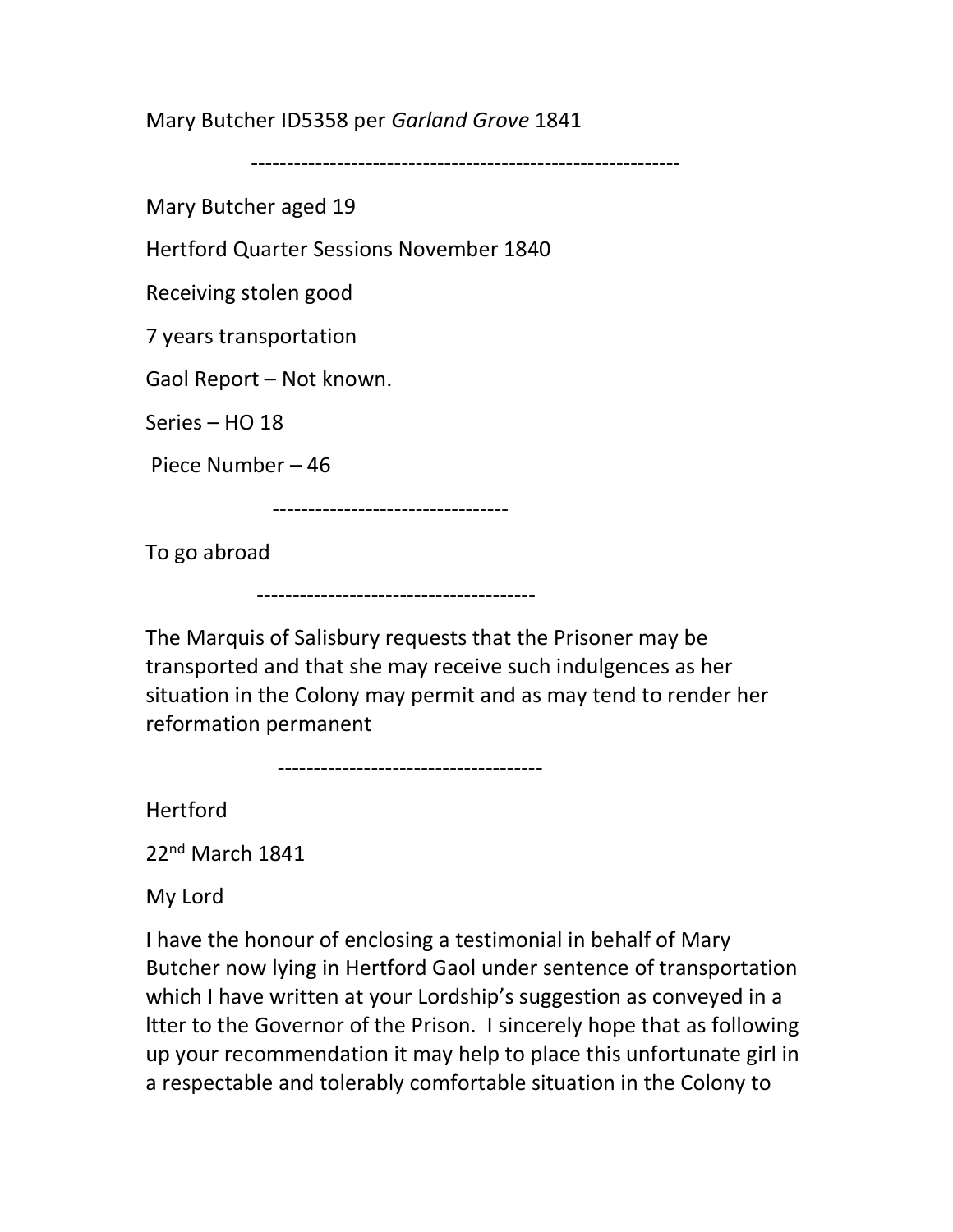Mary Butcher ID5358 per *Garland Grove* 1841

-----------------------------------------------------------

Mary Butcher aged 19

Hertford Quarter Sessions November 1840

Receiving stolen good

7 years transportation

Gaol Report – Not known.

Series – HO 18

Piece Number – 46

---------------------------------

To go abroad

---------------------------------------

The Marquis of Salisbury requests that the Prisoner may be transported and that she may receive such indulgences as her situation in the Colony may permit and as may tend to render her reformation permanent

------------------------------------

Hertford

22nd March 1841

My Lord

I have the honour of enclosing a testimonial in behalf of Mary Butcher now lying in Hertford Gaol under sentence of transportation which I have written at your Lordship's suggestion as conveyed in a ltter to the Governor of the Prison. I sincerely hope that as following up your recommendation it may help to place this unfortunate girl in a respectable and tolerably comfortable situation in the Colony to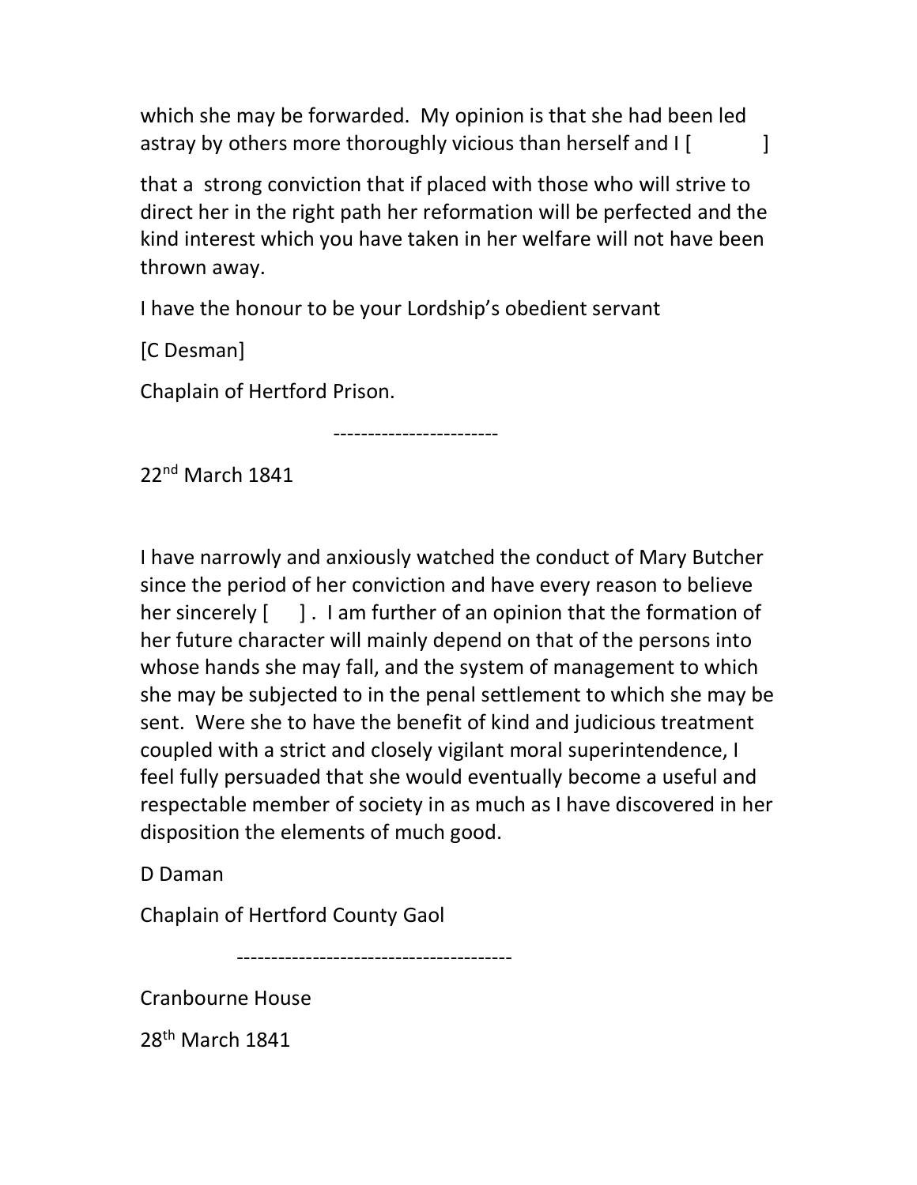which she may be forwarded.  My opinion is that she had been led astray by others more thoroughly vicious than herself and I [            ]

that a  strong conviction that if placed with those who will strive to direct her in the right path her reformation will be perfected and the kind interest which you have taken in her welfare will not have been thrown away.

I have the honour to be your Lordship's obedient servant

[C Desman]

Chaplain of Hertford Prison.

------------------------

22nd March 1841

I have narrowly and anxiously watched the conduct of Mary Butcher since the period of her conviction and have every reason to believe her sincerely [      ] .  I am further of an opinion that the formation of her future character will mainly depend on that of the persons into whose hands she may fall, and the system of management to which she may be subjected to in the penal settlement to which she may be sent.  Were she to have the benefit of kind and judicious treatment coupled with a strict and closely vigilant moral superintendence, I feel fully persuaded that she would eventually become a useful and respectable member of society in as much as I have discovered in her disposition the elements of much good.

D Daman

Chaplain of Hertford County Gaol

----------------------------------------

Cranbourne House

28th March 1841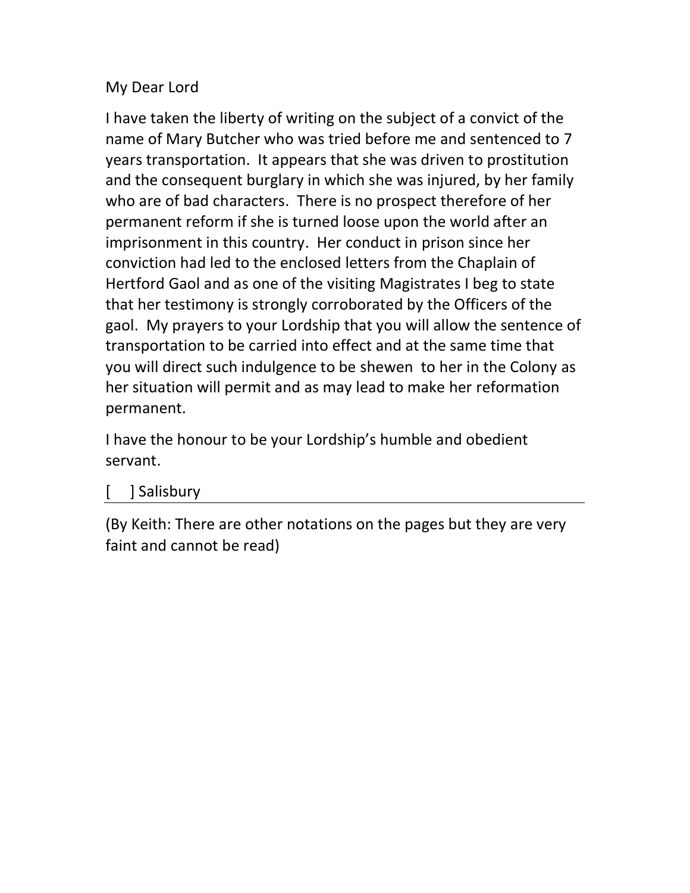My Dear Lord

I have taken the liberty of writing on the subject of a convict of the name of Mary Butcher who was tried before me and sentenced to 7 years transportation.  It appears that she was driven to prostitution and the consequent burglary in which she was injured, by her family who are of bad characters.  There is no prospect therefore of her permanent reform if she is turned loose upon the world after an imprisonment in this country.  Her conduct in prison since her conviction had led to the enclosed letters from the Chaplain of Hertford Gaol and as one of the visiting Magistrates I beg to state that her testimony is strongly corroborated by the Officers of the gaol.  My prayers to your Lordship that you will allow the sentence of transportation to be carried into effect and at the same time that you will direct such indulgence to be shewen  to her in the Colony as her situation will permit and as may lead to make her reformation permanent.

I have the honour to be your Lordship's humble and obedient servant.

[    ] Salisbury

---

(By Keith: There are other notations on the pages but they are very faint and cannot be read)